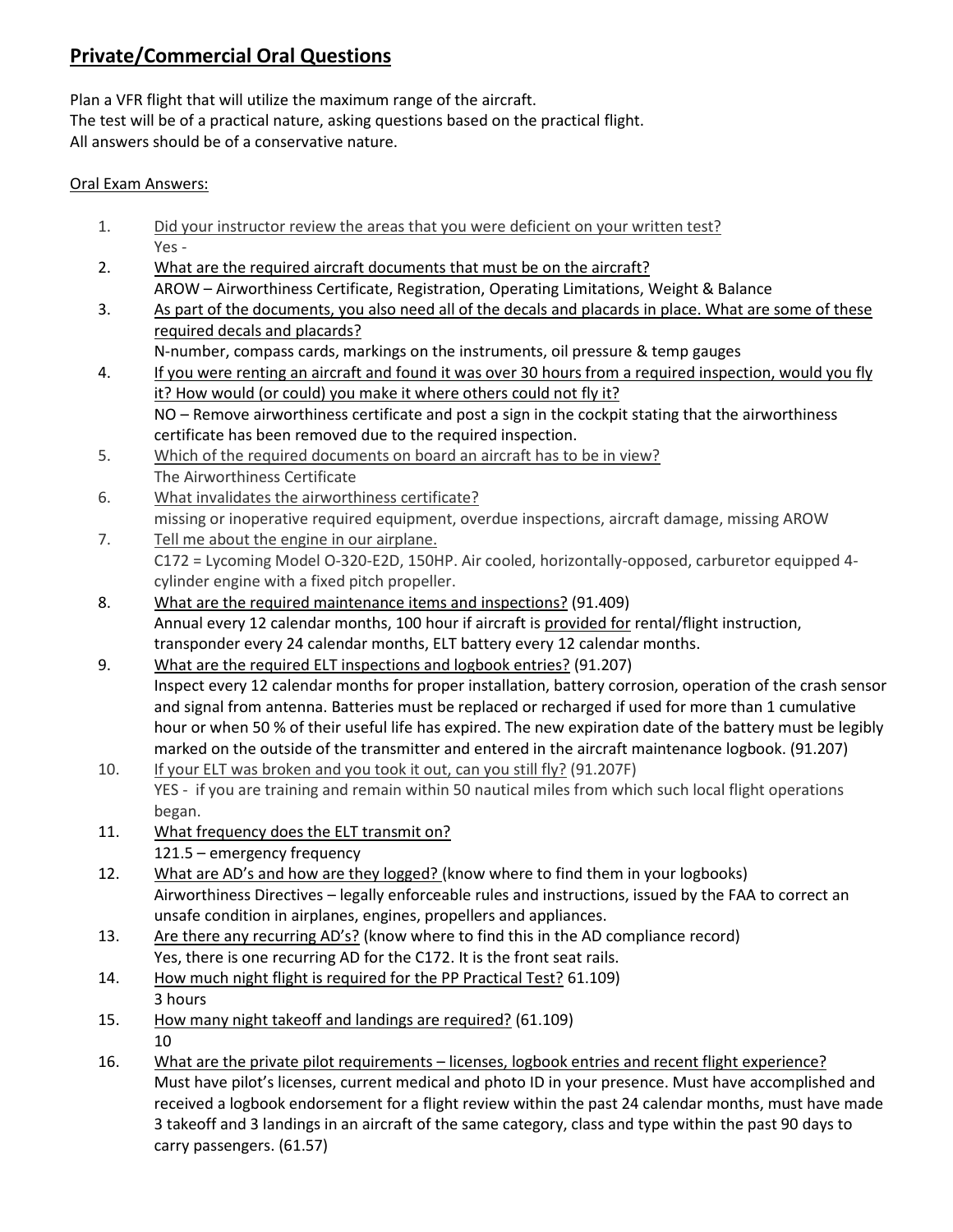# Private/Commercial Oral Questions

Plan a VFR flight that will utilize the maximum range of the aircraft.
The test will be of a practical nature, asking questions based on the practical flight.
All answers should be of a conservative nature.

Oral Exam Answers:

1. Did your instructor review the areas that you were deficient on your written test?
   Yes -
2. What are the required aircraft documents that must be on the aircraft?
   AROW – Airworthiness Certificate, Registration, Operating Limitations, Weight & Balance
3. As part of the documents, you also need all of the decals and placards in place. What are some of these required decals and placards?
   N-number, compass cards, markings on the instruments, oil pressure & temp gauges
4. If you were renting an aircraft and found it was over 30 hours from a required inspection, would you fly it? How would (or could) you make it where others could not fly it?
   NO – Remove airworthiness certificate and post a sign in the cockpit stating that the airworthiness certificate has been removed due to the required inspection.
5. Which of the required documents on board an aircraft has to be in view?
   The Airworthiness Certificate
6. What invalidates the airworthiness certificate?
   missing or inoperative required equipment, overdue inspections, aircraft damage, missing AROW
7. Tell me about the engine in our airplane.
   C172 = Lycoming Model O-320-E2D, 150HP. Air cooled, horizontally-opposed, carburetor equipped 4-cylinder engine with a fixed pitch propeller.
8. What are the required maintenance items and inspections? (91.409)
   Annual every 12 calendar months, 100 hour if aircraft is provided for rental/flight instruction, transponder every 24 calendar months, ELT battery every 12 calendar months.
9. What are the required ELT inspections and logbook entries? (91.207)
   Inspect every 12 calendar months for proper installation, battery corrosion, operation of the crash sensor and signal from antenna. Batteries must be replaced or recharged if used for more than 1 cumulative hour or when 50 % of their useful life has expired. The new expiration date of the battery must be legibly marked on the outside of the transmitter and entered in the aircraft maintenance logbook. (91.207)
10. If your ELT was broken and you took it out, can you still fly? (91.207F)
    YES - if you are training and remain within 50 nautical miles from which such local flight operations began.
11. What frequency does the ELT transmit on?
    121.5 – emergency frequency
12. What are AD's and how are they logged? (know where to find them in your logbooks)
    Airworthiness Directives – legally enforceable rules and instructions, issued by the FAA to correct an unsafe condition in airplanes, engines, propellers and appliances.
13. Are there any recurring AD's? (know where to find this in the AD compliance record)
    Yes, there is one recurring AD for the C172. It is the front seat rails.
14. How much night flight is required for the PP Practical Test? 61.109)
    3 hours
15. How many night takeoff and landings are required? (61.109)
    10
16. What are the private pilot requirements – licenses, logbook entries and recent flight experience?
    Must have pilot's licenses, current medical and photo ID in your presence. Must have accomplished and received a logbook endorsement for a flight review within the past 24 calendar months, must have made 3 takeoff and 3 landings in an aircraft of the same category, class and type within the past 90 days to carry passengers. (61.57)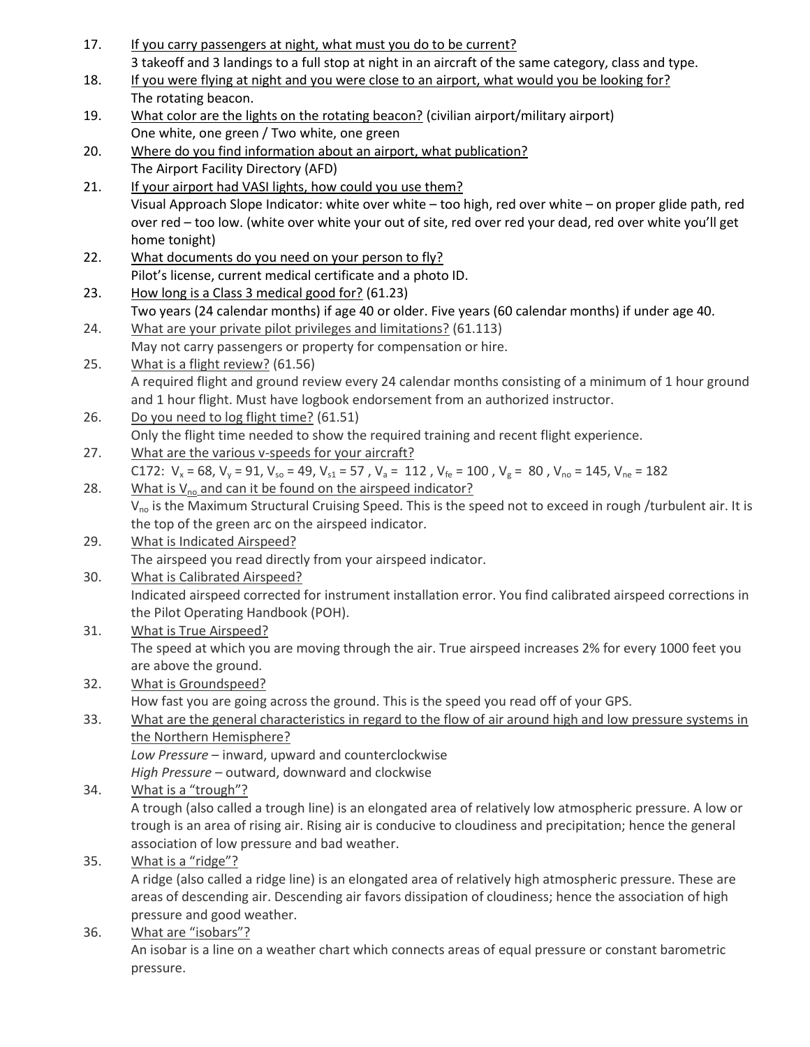17. <u>If you carry passengers at night, what must you do to be current?</u>
    3 takeoff and 3 landings to a full stop at night in an aircraft of the same category, class and type.
18. <u>If you were flying at night and you were close to an airport, what would you be looking for?</u>
    The rotating beacon.
19. <u>What color are the lights on the rotating beacon?</u> (civilian airport/military airport)
    One white, one green / Two white, one green
20. <u>Where do you find information about an airport, what publication?</u>
    The Airport Facility Directory (AFD)
21. <u>If your airport had VASI lights, how could you use them?</u>
    Visual Approach Slope Indicator: white over white – too high, red over white – on proper glide path, red over red – too low. (white over white your out of site, red over red your dead, red over white you'll get home tonight)
22. <u>What documents do you need on your person to fly?</u>
    Pilot's license, current medical certificate and a photo ID.
23. <u>How long is a Class 3 medical good for?</u> (61.23)
    Two years (24 calendar months) if age 40 or older. Five years (60 calendar months) if under age 40.
24. <u>What are your private pilot privileges and limitations?</u> (61.113)
    May not carry passengers or property for compensation or hire.
25. <u>What is a flight review?</u> (61.56)
    A required flight and ground review every 24 calendar months consisting of a minimum of 1 hour ground and 1 hour flight. Must have logbook endorsement from an authorized instructor.
26. <u>Do you need to log flight time?</u> (61.51)
    Only the flight time needed to show the required training and recent flight experience.
27. <u>What are the various v-speeds for your aircraft?</u>
    C172: $V_x$ = 68, $V_y$ = 91, $V_{so}$ = 49, $V_{s1}$ = 57 , $V_a$ = 112 , $V_{fe}$ = 100 , $V_g$ = 80 , $V_{no}$ = 145, $V_{ne}$ = 182
28. <u>What is $V_{no}$ and can it be found on the airspeed indicator?</u>
    $V_{no}$ is the Maximum Structural Cruising Speed. This is the speed not to exceed in rough /turbulent air. It is the top of the green arc on the airspeed indicator.
29. <u>What is Indicated Airspeed?</u>
    The airspeed you read directly from your airspeed indicator.
30. <u>What is Calibrated Airspeed?</u>
    Indicated airspeed corrected for instrument installation error. You find calibrated airspeed corrections in the Pilot Operating Handbook (POH).
31. <u>What is True Airspeed?</u>
    The speed at which you are moving through the air. True airspeed increases 2% for every 1000 feet you are above the ground.
32. <u>What is Groundspeed?</u>
    How fast you are going across the ground. This is the speed you read off of your GPS.
33. <u>What are the general characteristics in regard to the flow of air around high and low pressure systems in the Northern Hemisphere?</u>
    *Low Pressure* – inward, upward and counterclockwise
    *High Pressure* – outward, downward and clockwise
34. <u>What is a "trough"?</u>
    A trough (also called a trough line) is an elongated area of relatively low atmospheric pressure. A low or trough is an area of rising air. Rising air is conducive to cloudiness and precipitation; hence the general association of low pressure and bad weather.
35. <u>What is a "ridge"?</u>
    A ridge (also called a ridge line) is an elongated area of relatively high atmospheric pressure. These are areas of descending air. Descending air favors dissipation of cloudiness; hence the association of high pressure and good weather.
36. <u>What are "isobars"?</u>
    An isobar is a line on a weather chart which connects areas of equal pressure or constant barometric pressure.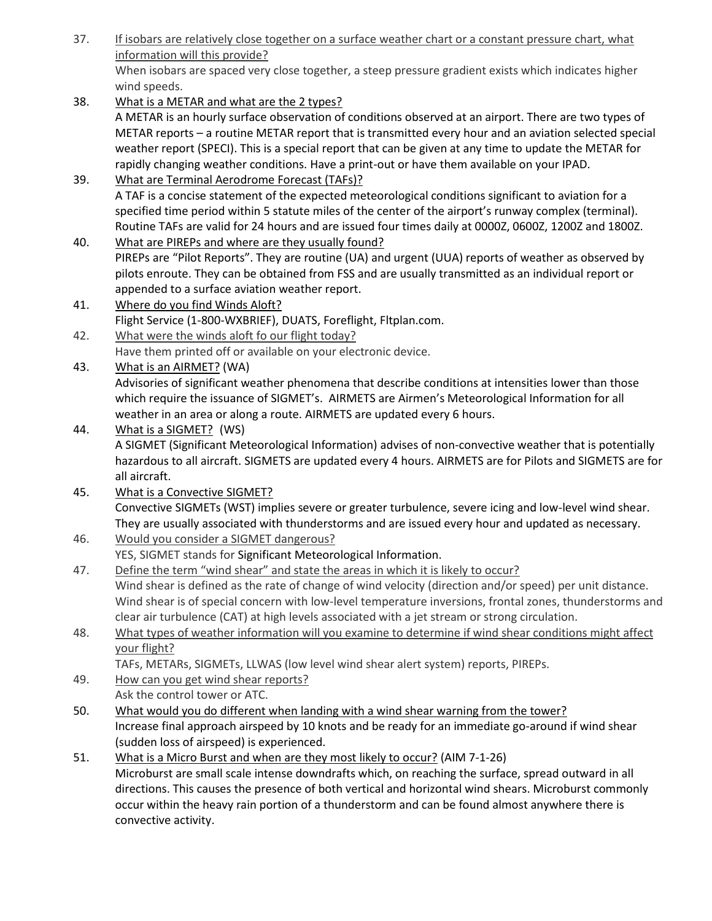37. If isobars are relatively close together on a surface weather chart or a constant pressure chart, what information will this provide?
    When isobars are spaced very close together, a steep pressure gradient exists which indicates higher wind speeds.
38. What is a METAR and what are the 2 types?
    A METAR is an hourly surface observation of conditions observed at an airport. There are two types of METAR reports – a routine METAR report that is transmitted every hour and an aviation selected special weather report (SPECI). This is a special report that can be given at any time to update the METAR for rapidly changing weather conditions. Have a print-out or have them available on your IPAD.
39. What are Terminal Aerodrome Forecast (TAFs)?
    A TAF is a concise statement of the expected meteorological conditions significant to aviation for a specified time period within 5 statute miles of the center of the airport's runway complex (terminal). Routine TAFs are valid for 24 hours and are issued four times daily at 0000Z, 0600Z, 1200Z and 1800Z.
40. What are PIREPs and where are they usually found?
    PIREPs are "Pilot Reports". They are routine (UA) and urgent (UUA) reports of weather as observed by pilots enroute. They can be obtained from FSS and are usually transmitted as an individual report or appended to a surface aviation weather report.
41. Where do you find Winds Aloft?
    Flight Service (1-800-WXBRIEF), DUATS, Foreflight, Fltplan.com.
42. What were the winds aloft fo our flight today?
    Have them printed off or available on your electronic device.
43. What is an AIRMET? (WA)
    Advisories of significant weather phenomena that describe conditions at intensities lower than those which require the issuance of SIGMET's. AIRMETS are Airmen's Meteorological Information for all weather in an area or along a route. AIRMETS are updated every 6 hours.
44. What is a SIGMET? (WS)
    A SIGMET (Significant Meteorological Information) advises of non-convective weather that is potentially hazardous to all aircraft. SIGMETS are updated every 4 hours. AIRMETS are for Pilots and SIGMETS are for all aircraft.
45. What is a Convective SIGMET?
    Convective SIGMETs (WST) implies severe or greater turbulence, severe icing and low-level wind shear. They are usually associated with thunderstorms and are issued every hour and updated as necessary.
46. Would you consider a SIGMET dangerous?
    YES, SIGMET stands for Significant Meteorological Information.
47. Define the term "wind shear" and state the areas in which it is likely to occur?
    Wind shear is defined as the rate of change of wind velocity (direction and/or speed) per unit distance. Wind shear is of special concern with low-level temperature inversions, frontal zones, thunderstorms and clear air turbulence (CAT) at high levels associated with a jet stream or strong circulation.
48. What types of weather information will you examine to determine if wind shear conditions might affect your flight?
    TAFs, METARs, SIGMETs, LLWAS (low level wind shear alert system) reports, PIREPs.
49. How can you get wind shear reports?
    Ask the control tower or ATC.
50. What would you do different when landing with a wind shear warning from the tower?
    Increase final approach airspeed by 10 knots and be ready for an immediate go-around if wind shear (sudden loss of airspeed) is experienced.
51. What is a Micro Burst and when are they most likely to occur? (AIM 7-1-26)
    Microburst are small scale intense downdrafts which, on reaching the surface, spread outward in all directions. This causes the presence of both vertical and horizontal wind shears. Microburst commonly occur within the heavy rain portion of a thunderstorm and can be found almost anywhere there is convective activity.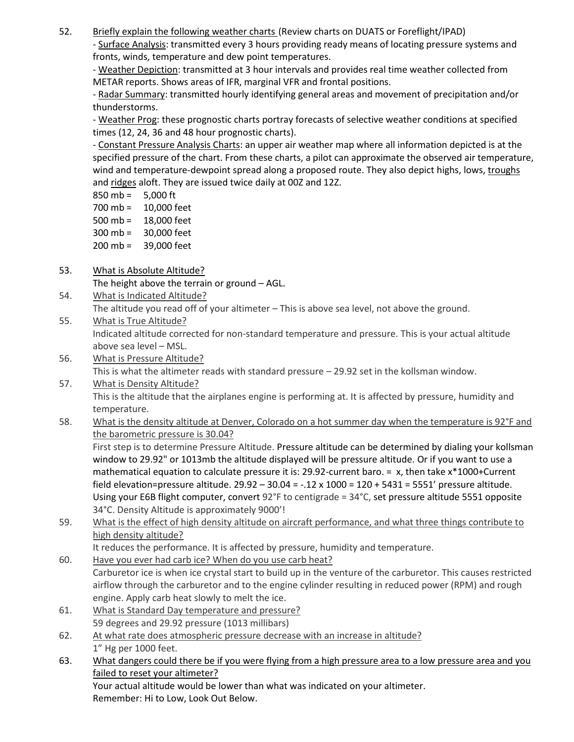52. <u>Briefly explain the following weather charts</u> (Review charts on DUATS or Foreflight/IPAD)

    - <u>Surface Analysis</u>: transmitted every 3 hours providing ready means of locating pressure systems and fronts, winds, temperature and dew point temperatures.
    - <u>Weather Depiction</u>: transmitted at 3 hour intervals and provides real time weather collected from METAR reports. Shows areas of IFR, marginal VFR and frontal positions.
    - <u>Radar Summary</u>: transmitted hourly identifying general areas and movement of precipitation and/or thunderstorms.
    - <u>Weather Prog</u>: these prognostic charts portray forecasts of selective weather conditions at specified times (12, 24, 36 and 48 hour prognostic charts).
    - <u>Constant Pressure Analysis Charts</u>: an upper air weather map where all information depicted is at the specified pressure of the chart. From these charts, a pilot can approximate the observed air temperature, wind and temperature-dewpoint spread along a proposed route. They also depict highs, lows, <u>troughs</u> and <u>ridges</u> aloft. They are issued twice daily at 00Z and 12Z.

    850 mb = 5,000 ft
    700 mb = 10,000 feet
    500 mb = 18,000 feet
    300 mb = 30,000 feet
    200 mb = 39,000 feet

53. <u>What is Absolute Altitude?</u>
    The height above the terrain or ground – AGL.

54. <u>What is Indicated Altitude?</u>
    The altitude you read off of your altimeter – This is above sea level, not above the ground.

55. <u>What is True Altitude?</u>
    Indicated altitude corrected for non-standard temperature and pressure. This is your actual altitude above sea level – MSL.

56. <u>What is Pressure Altitude?</u>
    This is what the altimeter reads with standard pressure – 29.92 set in the kollsman window.

57. <u>What is Density Altitude?</u>
    This is the altitude that the airplanes engine is performing at. It is affected by pressure, humidity and temperature.

58. <u>What is the density altitude at Denver, Colorado on a hot summer day when the temperature is 92°F and the barometric pressure is 30.04?</u>
    First step is to determine Pressure Altitude. Pressure altitude can be determined by dialing your kollsman window to 29.92" or 1013mb the altitude displayed will be pressure altitude. Or if you want to use a mathematical equation to calculate pressure it is: 29.92-current baro. = x, then take x*1000+Current field elevation=pressure altitude. 29.92 – 30.04 = -.12 x 1000 = 120 + 5431 = 5551' pressure altitude. Using your E6B flight computer, convert 92°F to centigrade = 34°C, set pressure altitude 5551 opposite 34°C. Density Altitude is approximately 9000'!

59. <u>What is the effect of high density altitude on aircraft performance, and what three things contribute to high density altitude?</u>
    It reduces the performance. It is affected by pressure, humidity and temperature.

60. <u>Have you ever had carb ice? When do you use carb heat?</u>
    Carburetor ice is when ice crystal start to build up in the venture of the carburetor. This causes restricted airflow through the carburetor and to the engine cylinder resulting in reduced power (RPM) and rough engine. Apply carb heat slowly to melt the ice.

61. <u>What is Standard Day temperature and pressure?</u>
    59 degrees and 29.92 pressure (1013 millibars)

62. <u>At what rate does atmospheric pressure decrease with an increase in altitude?</u>
    1" Hg per 1000 feet.

63. <u>What dangers could there be if you were flying from a high pressure area to a low pressure area and you failed to reset your altimeter?</u>
    Your actual altitude would be lower than what was indicated on your altimeter.
    Remember: Hi to Low, Look Out Below.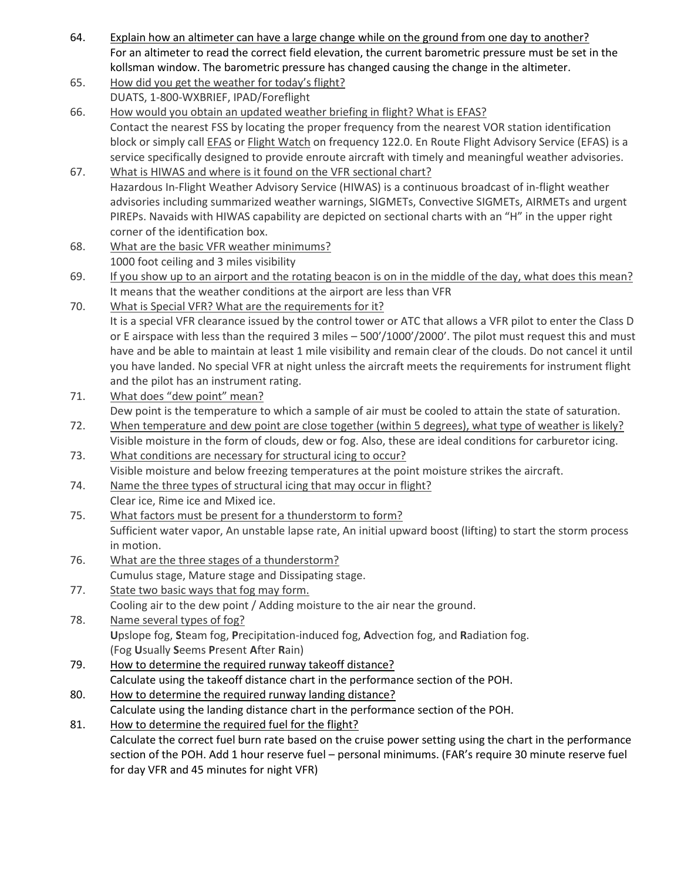64. <u>Explain how an altimeter can have a large change while on the ground from one day to another?</u>
For an altimeter to read the correct field elevation, the current barometric pressure must be set in the kollsman window. The barometric pressure has changed causing the change in the altimeter.

65. <u>How did you get the weather for today's flight?</u>
DUATS, 1-800-WXBRIEF, IPAD/Foreflight

66. <u>How would you obtain an updated weather briefing in flight? What is EFAS?</u>
Contact the nearest FSS by locating the proper frequency from the nearest VOR station identification block or simply call <u>EFAS</u> or <u>Flight Watch</u> on frequency 122.0. En Route Flight Advisory Service (EFAS) is a service specifically designed to provide enroute aircraft with timely and meaningful weather advisories.

67. <u>What is HIWAS and where is it found on the VFR sectional chart?</u>
Hazardous In-Flight Weather Advisory Service (HIWAS) is a continuous broadcast of in-flight weather advisories including summarized weather warnings, SIGMETs, Convective SIGMETs, AIRMETs and urgent PIREPs. Navaids with HIWAS capability are depicted on sectional charts with an "H" in the upper right corner of the identification box.

68. <u>What are the basic VFR weather minimums?</u>
1000 foot ceiling and 3 miles visibility

69. <u>If you show up to an airport and the rotating beacon is on in the middle of the day, what does this mean?</u>
It means that the weather conditions at the airport are less than VFR

70. <u>What is Special VFR? What are the requirements for it?</u>
It is a special VFR clearance issued by the control tower or ATC that allows a VFR pilot to enter the Class D or E airspace with less than the required 3 miles – 500'/1000'/2000'. The pilot must request this and must have and be able to maintain at least 1 mile visibility and remain clear of the clouds. Do not cancel it until you have landed. No special VFR at night unless the aircraft meets the requirements for instrument flight and the pilot has an instrument rating.

71. <u>What does "dew point" mean?</u>
Dew point is the temperature to which a sample of air must be cooled to attain the state of saturation.

72. <u>When temperature and dew point are close together (within 5 degrees), what type of weather is likely?</u>
Visible moisture in the form of clouds, dew or fog. Also, these are ideal conditions for carburetor icing.

73. <u>What conditions are necessary for structural icing to occur?</u>
Visible moisture and below freezing temperatures at the point moisture strikes the aircraft.

74. <u>Name the three types of structural icing that may occur in flight?</u>
Clear ice, Rime ice and Mixed ice.

75. <u>What factors must be present for a thunderstorm to form?</u>
Sufficient water vapor, An unstable lapse rate, An initial upward boost (lifting) to start the storm process in motion.

76. <u>What are the three stages of a thunderstorm?</u>
Cumulus stage, Mature stage and Dissipating stage.

77. <u>State two basic ways that fog may form.</u>
Cooling air to the dew point / Adding moisture to the air near the ground.

78. <u>Name several types of fog?</u>
**U**pslope fog, **S**team fog, **P**recipitation-induced fog, **A**dvection fog, and **R**adiation fog.
(Fog **U**sually **S**eems **P**resent **A**fter **R**ain)

79. <u>How to determine the required runway takeoff distance?</u>
Calculate using the takeoff distance chart in the performance section of the POH.

80. <u>How to determine the required runway landing distance?</u>
Calculate using the landing distance chart in the performance section of the POH.

81. <u>How to determine the required fuel for the flight?</u>
Calculate the correct fuel burn rate based on the cruise power setting using the chart in the performance section of the POH. Add 1 hour reserve fuel – personal minimums. (FAR's require 30 minute reserve fuel for day VFR and 45 minutes for night VFR)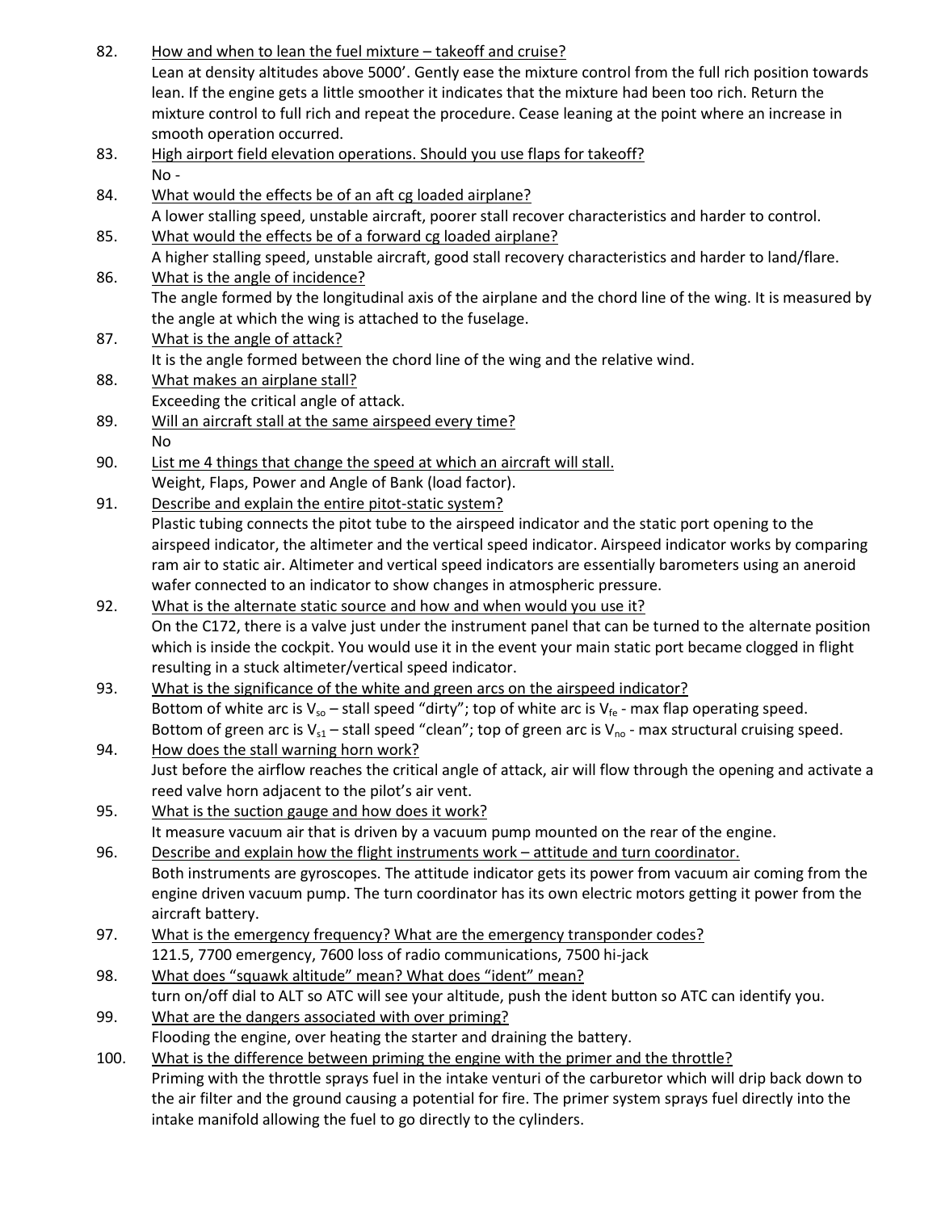82. <u>How and when to lean the fuel mixture – takeoff and cruise?</u>
    Lean at density altitudes above 5000'. Gently ease the mixture control from the full rich position towards lean. If the engine gets a little smoother it indicates that the mixture had been too rich. Return the mixture control to full rich and repeat the procedure. Cease leaning at the point where an increase in smooth operation occurred.
83. <u>High airport field elevation operations. Should you use flaps for takeoff?</u>
    No -
84. <u>What would the effects be of an aft cg loaded airplane?</u>
    A lower stalling speed, unstable aircraft, poorer stall recover characteristics and harder to control.
85. <u>What would the effects be of a forward cg loaded airplane?</u>
    A higher stalling speed, unstable aircraft, good stall recovery characteristics and harder to land/flare.
86. <u>What is the angle of incidence?</u>
    The angle formed by the longitudinal axis of the airplane and the chord line of the wing. It is measured by the angle at which the wing is attached to the fuselage.
87. <u>What is the angle of attack?</u>
    It is the angle formed between the chord line of the wing and the relative wind.
88. <u>What makes an airplane stall?</u>
    Exceeding the critical angle of attack.
89. <u>Will an aircraft stall at the same airspeed every time?</u>
    No
90. <u>List me 4 things that change the speed at which an aircraft will stall.</u>
    Weight, Flaps, Power and Angle of Bank (load factor).
91. <u>Describe and explain the entire pitot-static system?</u>
    Plastic tubing connects the pitot tube to the airspeed indicator and the static port opening to the airspeed indicator, the altimeter and the vertical speed indicator. Airspeed indicator works by comparing ram air to static air. Altimeter and vertical speed indicators are essentially barometers using an aneroid wafer connected to an indicator to show changes in atmospheric pressure.
92. <u>What is the alternate static source and how and when would you use it?</u>
    On the C172, there is a valve just under the instrument panel that can be turned to the alternate position which is inside the cockpit. You would use it in the event your main static port became clogged in flight resulting in a stuck altimeter/vertical speed indicator.
93. <u>What is the significance of the white and green arcs on the airspeed indicator?</u>
    Bottom of white arc is $V_{so}$ – stall speed "dirty"; top of white arc is $V_{fe}$ - max flap operating speed.
    Bottom of green arc is $V_{s1}$ – stall speed "clean"; top of green arc is $V_{no}$ - max structural cruising speed.
94. <u>How does the stall warning horn work?</u>
    Just before the airflow reaches the critical angle of attack, air will flow through the opening and activate a reed valve horn adjacent to the pilot's air vent.
95. <u>What is the suction gauge and how does it work?</u>
    It measure vacuum air that is driven by a vacuum pump mounted on the rear of the engine.
96. <u>Describe and explain how the flight instruments work – attitude and turn coordinator.</u>
    Both instruments are gyroscopes. The attitude indicator gets its power from vacuum air coming from the engine driven vacuum pump. The turn coordinator has its own electric motors getting it power from the aircraft battery.
97. <u>What is the emergency frequency? What are the emergency transponder codes?</u>
    121.5, 7700 emergency, 7600 loss of radio communications, 7500 hi-jack
98. <u>What does "squawk altitude" mean? What does "ident" mean?</u>
    turn on/off dial to ALT so ATC will see your altitude, push the ident button so ATC can identify you.
99. <u>What are the dangers associated with over priming?</u>
    Flooding the engine, over heating the starter and draining the battery.
100. <u>What is the difference between priming the engine with the primer and the throttle?</u>
    Priming with the throttle sprays fuel in the intake venturi of the carburetor which will drip back down to the air filter and the ground causing a potential for fire. The primer system sprays fuel directly into the intake manifold allowing the fuel to go directly to the cylinders.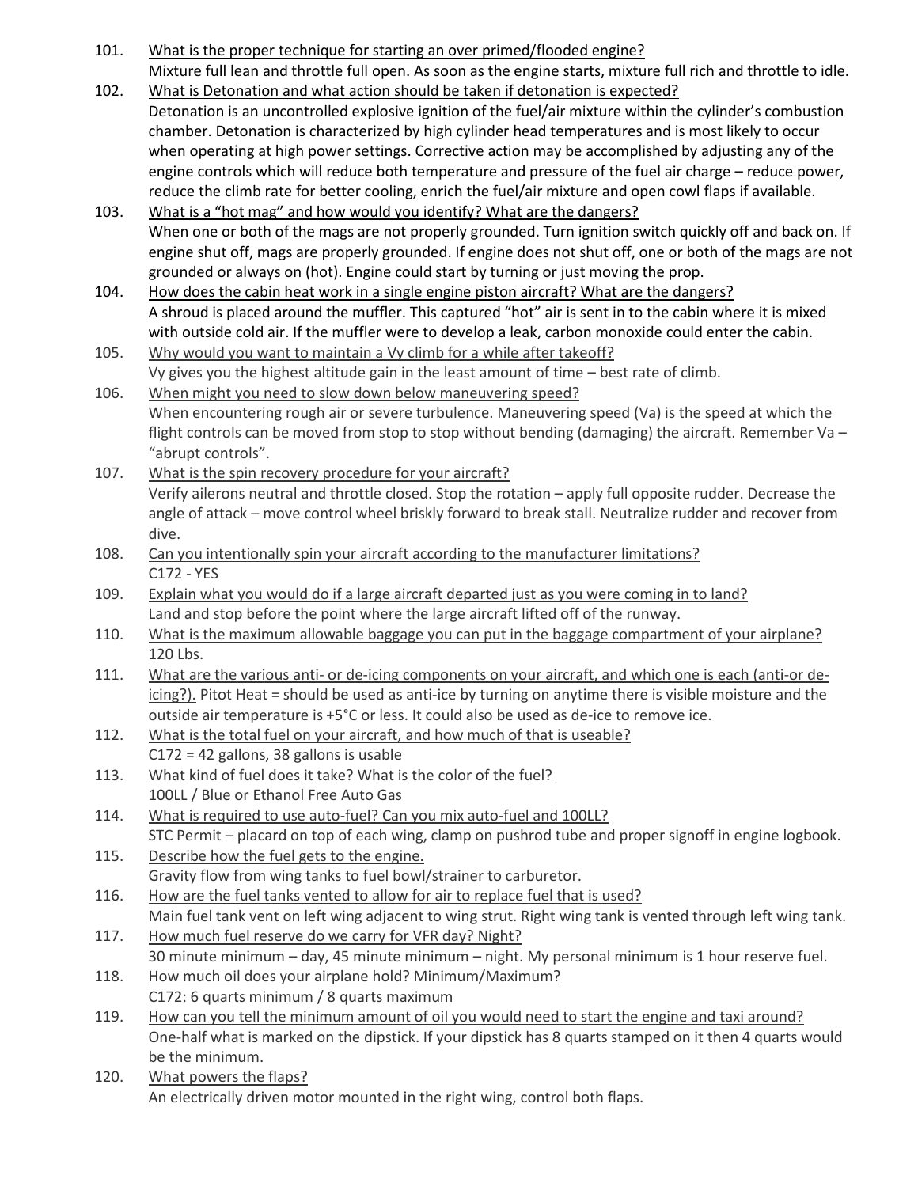101. <u>What is the proper technique for starting an over primed/flooded engine?</u>
Mixture full lean and throttle full open. As soon as the engine starts, mixture full rich and throttle to idle.

102. <u>What is Detonation and what action should be taken if detonation is expected?</u>
Detonation is an uncontrolled explosive ignition of the fuel/air mixture within the cylinder's combustion chamber. Detonation is characterized by high cylinder head temperatures and is most likely to occur when operating at high power settings. Corrective action may be accomplished by adjusting any of the engine controls which will reduce both temperature and pressure of the fuel air charge – reduce power, reduce the climb rate for better cooling, enrich the fuel/air mixture and open cowl flaps if available.

103. <u>What is a "hot mag" and how would you identify? What are the dangers?</u>
When one or both of the mags are not properly grounded. Turn ignition switch quickly off and back on. If engine shut off, mags are properly grounded. If engine does not shut off, one or both of the mags are not grounded or always on (hot). Engine could start by turning or just moving the prop.

104. <u>How does the cabin heat work in a single engine piston aircraft? What are the dangers?</u>
A shroud is placed around the muffler. This captured "hot" air is sent in to the cabin where it is mixed with outside cold air. If the muffler were to develop a leak, carbon monoxide could enter the cabin.

105. <u>Why would you want to maintain a Vy climb for a while after takeoff?</u>
Vy gives you the highest altitude gain in the least amount of time – best rate of climb.

106. <u>When might you need to slow down below maneuvering speed?</u>
When encountering rough air or severe turbulence. Maneuvering speed (Va) is the speed at which the flight controls can be moved from stop to stop without bending (damaging) the aircraft. Remember Va – "abrupt controls".

107. <u>What is the spin recovery procedure for your aircraft?</u>
Verify ailerons neutral and throttle closed. Stop the rotation – apply full opposite rudder. Decrease the angle of attack – move control wheel briskly forward to break stall. Neutralize rudder and recover from dive.

108. <u>Can you intentionally spin your aircraft according to the manufacturer limitations?</u>
C172 - YES

109. <u>Explain what you would do if a large aircraft departed just as you were coming in to land?</u>
Land and stop before the point where the large aircraft lifted off of the runway.

110. <u>What is the maximum allowable baggage you can put in the baggage compartment of your airplane?</u>
120 Lbs.

111. <u>What are the various anti- or de-icing components on your aircraft, and which one is each (anti-or de-icing?).</u> Pitot Heat = should be used as anti-ice by turning on anytime there is visible moisture and the outside air temperature is +5°C or less. It could also be used as de-ice to remove ice.

112. <u>What is the total fuel on your aircraft, and how much of that is useable?</u>
C172 = 42 gallons, 38 gallons is usable

113. <u>What kind of fuel does it take? What is the color of the fuel?</u>
100LL / Blue or Ethanol Free Auto Gas

114. <u>What is required to use auto-fuel? Can you mix auto-fuel and 100LL?</u>
STC Permit – placard on top of each wing, clamp on pushrod tube and proper signoff in engine logbook.

115. <u>Describe how the fuel gets to the engine.</u>
Gravity flow from wing tanks to fuel bowl/strainer to carburetor.

116. <u>How are the fuel tanks vented to allow for air to replace fuel that is used?</u>
Main fuel tank vent on left wing adjacent to wing strut. Right wing tank is vented through left wing tank.

117. <u>How much fuel reserve do we carry for VFR day? Night?</u>
30 minute minimum – day, 45 minute minimum – night. My personal minimum is 1 hour reserve fuel.

118. <u>How much oil does your airplane hold? Minimum/Maximum?</u>
C172: 6 quarts minimum / 8 quarts maximum

119. <u>How can you tell the minimum amount of oil you would need to start the engine and taxi around?</u>
One-half what is marked on the dipstick. If your dipstick has 8 quarts stamped on it then 4 quarts would be the minimum.

120. <u>What powers the flaps?</u>
An electrically driven motor mounted in the right wing, control both flaps.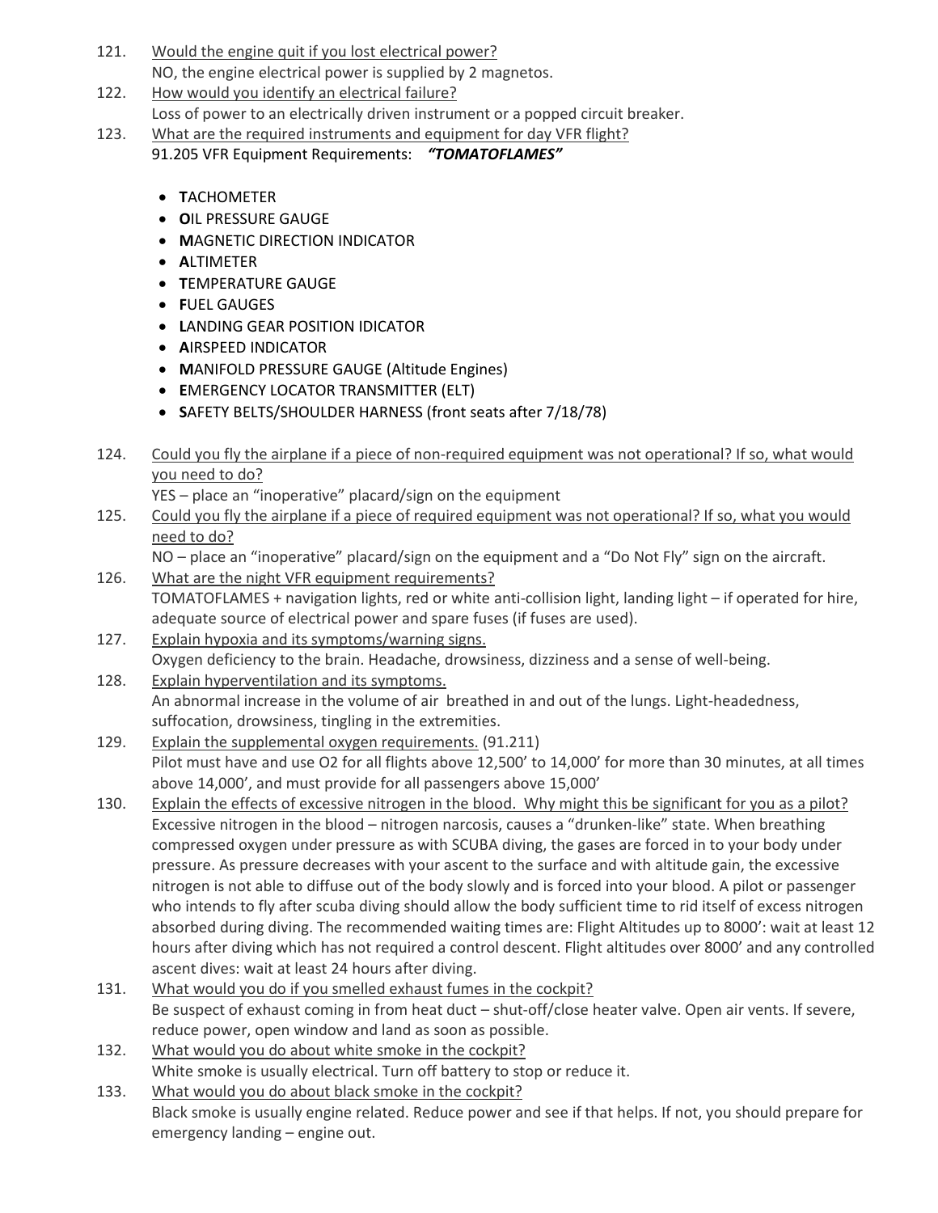121. Would the engine quit if you lost electrical power?
NO, the engine electrical power is supplied by 2 magnetos.

122. How would you identify an electrical failure?
Loss of power to an electrically driven instrument or a popped circuit breaker.

123. What are the required instruments and equipment for day VFR flight?
91.205 VFR Equipment Requirements: ***"TOMATOFLAMES"***

- **T**ACHOMETER
- **O**IL PRESSURE GAUGE
- **M**AGNETIC DIRECTION INDICATOR
- **A**LTIMETER
- **T**EMPERATURE GAUGE
- **F**UEL GAUGES
- **L**ANDING GEAR POSITION IDICATOR
- **A**IRSPEED INDICATOR
- **M**ANIFOLD PRESSURE GAUGE (Altitude Engines)
- **E**MERGENCY LOCATOR TRANSMITTER (ELT)
- **S**AFETY BELTS/SHOULDER HARNESS (front seats after 7/18/78)

124. Could you fly the airplane if a piece of non-required equipment was not operational? If so, what would you need to do?
YES – place an "inoperative" placard/sign on the equipment

125. Could you fly the airplane if a piece of required equipment was not operational? If so, what you would need to do?
NO – place an "inoperative" placard/sign on the equipment and a "Do Not Fly" sign on the aircraft.

126. What are the night VFR equipment requirements?
TOMATOFLAMES + navigation lights, red or white anti-collision light, landing light – if operated for hire, adequate source of electrical power and spare fuses (if fuses are used).

127. Explain hypoxia and its symptoms/warning signs.
Oxygen deficiency to the brain. Headache, drowsiness, dizziness and a sense of well-being.

128. Explain hyperventilation and its symptoms.
An abnormal increase in the volume of air breathed in and out of the lungs. Light-headedness, suffocation, drowsiness, tingling in the extremities.

129. Explain the supplemental oxygen requirements. (91.211)
Pilot must have and use O2 for all flights above 12,500' to 14,000' for more than 30 minutes, at all times above 14,000', and must provide for all passengers above 15,000'

130. Explain the effects of excessive nitrogen in the blood. Why might this be significant for you as a pilot?
Excessive nitrogen in the blood – nitrogen narcosis, causes a "drunken-like" state. When breathing compressed oxygen under pressure as with SCUBA diving, the gases are forced in to your body under pressure. As pressure decreases with your ascent to the surface and with altitude gain, the excessive nitrogen is not able to diffuse out of the body slowly and is forced into your blood. A pilot or passenger who intends to fly after scuba diving should allow the body sufficient time to rid itself of excess nitrogen absorbed during diving. The recommended waiting times are: Flight Altitudes up to 8000': wait at least 12 hours after diving which has not required a control descent. Flight altitudes over 8000' and any controlled ascent dives: wait at least 24 hours after diving.

131. What would you do if you smelled exhaust fumes in the cockpit?
Be suspect of exhaust coming in from heat duct – shut-off/close heater valve. Open air vents. If severe, reduce power, open window and land as soon as possible.

132. What would you do about white smoke in the cockpit?
White smoke is usually electrical. Turn off battery to stop or reduce it.

133. What would you do about black smoke in the cockpit?
Black smoke is usually engine related. Reduce power and see if that helps. If not, you should prepare for emergency landing – engine out.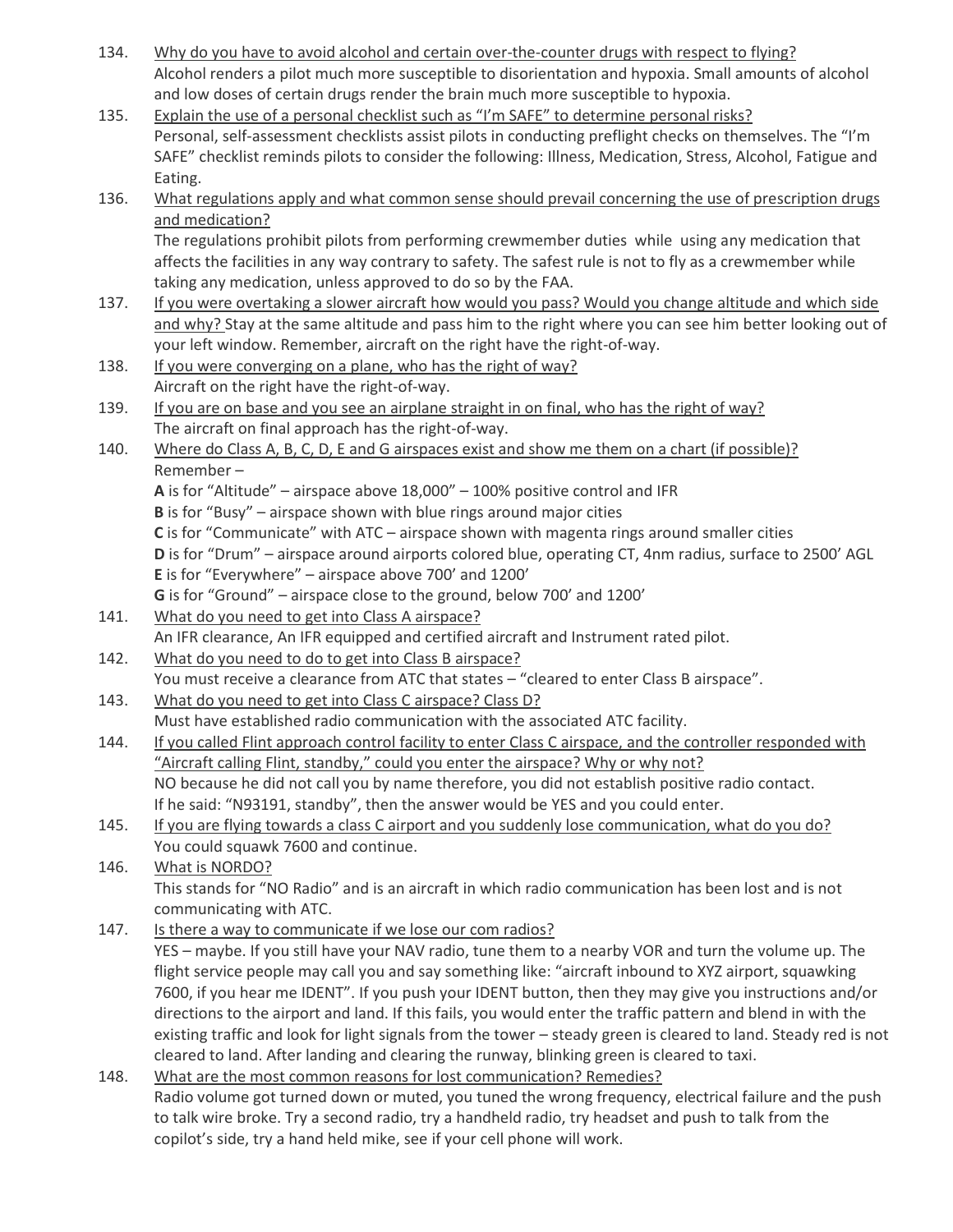134. <u>Why do you have to avoid alcohol and certain over-the-counter drugs with respect to flying?</u>
   Alcohol renders a pilot much more susceptible to disorientation and hypoxia. Small amounts of alcohol and low doses of certain drugs render the brain much more susceptible to hypoxia.

135. <u>Explain the use of a personal checklist such as "I'm SAFE" to determine personal risks?</u>
   Personal, self-assessment checklists assist pilots in conducting preflight checks on themselves. The "I'm SAFE" checklist reminds pilots to consider the following: Illness, Medication, Stress, Alcohol, Fatigue and Eating.

136. <u>What regulations apply and what common sense should prevail concerning the use of prescription drugs and medication?</u>
   The regulations prohibit pilots from performing crewmember duties while using any medication that affects the facilities in any way contrary to safety. The safest rule is not to fly as a crewmember while taking any medication, unless approved to do so by the FAA.

137. <u>If you were overtaking a slower aircraft how would you pass? Would you change altitude and which side and why?</u> Stay at the same altitude and pass him to the right where you can see him better looking out of your left window. Remember, aircraft on the right have the right-of-way.

138. <u>If you were converging on a plane, who has the right of way?</u>
   Aircraft on the right have the right-of-way.

139. <u>If you are on base and you see an airplane straight in on final, who has the right of way?</u>
   The aircraft on final approach has the right-of-way.

140. <u>Where do Class A, B, C, D, E and G airspaces exist and show me them on a chart (if possible)?</u>
   Remember –
   **A** is for "Altitude" – airspace above 18,000" – 100% positive control and IFR
   **B** is for "Busy" – airspace shown with blue rings around major cities
   **C** is for "Communicate" with ATC – airspace shown with magenta rings around smaller cities
   **D** is for "Drum" – airspace around airports colored blue, operating CT, 4nm radius, surface to 2500' AGL
   **E** is for "Everywhere" – airspace above 700' and 1200'
   **G** is for "Ground" – airspace close to the ground, below 700' and 1200'

141. <u>What do you need to get into Class A airspace?</u>
   An IFR clearance, An IFR equipped and certified aircraft and Instrument rated pilot.

142. <u>What do you need to do to get into Class B airspace?</u>
   You must receive a clearance from ATC that states – "cleared to enter Class B airspace".

143. <u>What do you need to get into Class C airspace? Class D?</u>
   Must have established radio communication with the associated ATC facility.

144. <u>If you called Flint approach control facility to enter Class C airspace, and the controller responded with "Aircraft calling Flint, standby," could you enter the airspace? Why or why not?</u>
   NO because he did not call you by name therefore, you did not establish positive radio contact.
   If he said: "N93191, standby", then the answer would be YES and you could enter.

145. <u>If you are flying towards a class C airport and you suddenly lose communication, what do you do?</u>
   You could squawk 7600 and continue.

146. <u>What is NORDO?</u>
   This stands for "NO Radio" and is an aircraft in which radio communication has been lost and is not communicating with ATC.

147. <u>Is there a way to communicate if we lose our com radios?</u>
   YES – maybe. If you still have your NAV radio, tune them to a nearby VOR and turn the volume up. The flight service people may call you and say something like: "aircraft inbound to XYZ airport, squawking 7600, if you hear me IDENT". If you push your IDENT button, then they may give you instructions and/or directions to the airport and land. If this fails, you would enter the traffic pattern and blend in with the existing traffic and look for light signals from the tower – steady green is cleared to land. Steady red is not cleared to land. After landing and clearing the runway, blinking green is cleared to taxi.

148. <u>What are the most common reasons for lost communication? Remedies?</u>
   Radio volume got turned down or muted, you tuned the wrong frequency, electrical failure and the push to talk wire broke. Try a second radio, try a handheld radio, try headset and push to talk from the copilot's side, try a hand held mike, see if your cell phone will work.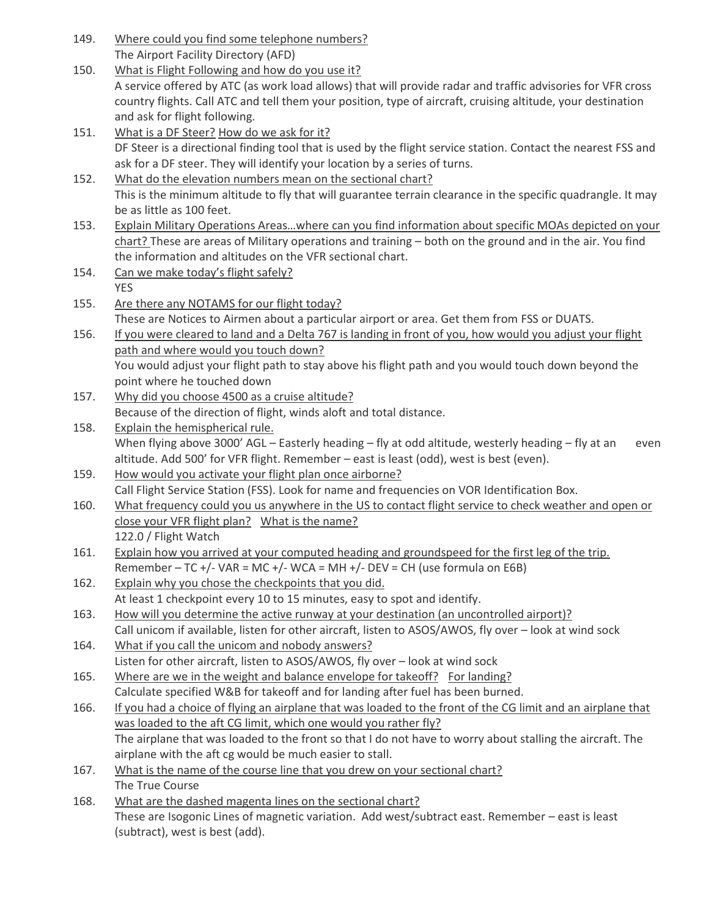149. <u>Where could you find some telephone numbers?</u>
The Airport Facility Directory (AFD)

150. <u>What is Flight Following and how do you use it?</u>
A service offered by ATC (as work load allows) that will provide radar and traffic advisories for VFR cross country flights. Call ATC and tell them your position, type of aircraft, cruising altitude, your destination and ask for flight following.

151. <u>What is a DF Steer?</u> <u>How do we ask for it?</u>
DF Steer is a directional finding tool that is used by the flight service station. Contact the nearest FSS and ask for a DF steer. They will identify your location by a series of turns.

152. <u>What do the elevation numbers mean on the sectional chart?</u>
This is the minimum altitude to fly that will guarantee terrain clearance in the specific quadrangle. It may be as little as 100 feet.

153. <u>Explain Military Operations Areas…where can you find information about specific MOAs depicted on your chart?</u> These are areas of Military operations and training – both on the ground and in the air. You find the information and altitudes on the VFR sectional chart.

154. <u>Can we make today's flight safely?</u>
YES

155. <u>Are there any NOTAMS for our flight today?</u>
These are Notices to Airmen about a particular airport or area. Get them from FSS or DUATS.

156. <u>If you were cleared to land and a Delta 767 is landing in front of you, how would you adjust your flight path and where would you touch down?</u>
You would adjust your flight path to stay above his flight path and you would touch down beyond the point where he touched down

157. <u>Why did you choose 4500 as a cruise altitude?</u>
Because of the direction of flight, winds aloft and total distance.

158. <u>Explain the hemispherical rule.</u>
When flying above 3000' AGL – Easterly heading – fly at odd altitude, westerly heading – fly at an even altitude. Add 500' for VFR flight. Remember – east is least (odd), west is best (even).

159. <u>How would you activate your flight plan once airborne?</u>
Call Flight Service Station (FSS). Look for name and frequencies on VOR Identification Box.

160. <u>What frequency could you us anywhere in the US to contact flight service to check weather and open or close your VFR flight plan?</u> <u>What is the name?</u>
122.0 / Flight Watch

161. <u>Explain how you arrived at your computed heading and groundspeed for the first leg of the trip.</u>
Remember – TC +/- VAR = MC +/- WCA = MH +/- DEV = CH (use formula on E6B)

162. <u>Explain why you chose the checkpoints that you did.</u>
At least 1 checkpoint every 10 to 15 minutes, easy to spot and identify.

163. <u>How will you determine the active runway at your destination (an uncontrolled airport)?</u>
Call unicom if available, listen for other aircraft, listen to ASOS/AWOS, fly over – look at wind sock

164. <u>What if you call the unicom and nobody answers?</u>
Listen for other aircraft, listen to ASOS/AWOS, fly over – look at wind sock

165. <u>Where are we in the weight and balance envelope for takeoff?</u> <u>For landing?</u>
Calculate specified W&B for takeoff and for landing after fuel has been burned.

166. <u>If you had a choice of flying an airplane that was loaded to the front of the CG limit and an airplane that was loaded to the aft CG limit, which one would you rather fly?</u>
The airplane that was loaded to the front so that I do not have to worry about stalling the aircraft. The airplane with the aft cg would be much easier to stall.

167. <u>What is the name of the course line that you drew on your sectional chart?</u>
The True Course

168. <u>What are the dashed magenta lines on the sectional chart?</u>
These are Isogonic Lines of magnetic variation. Add west/subtract east. Remember – east is least (subtract), west is best (add).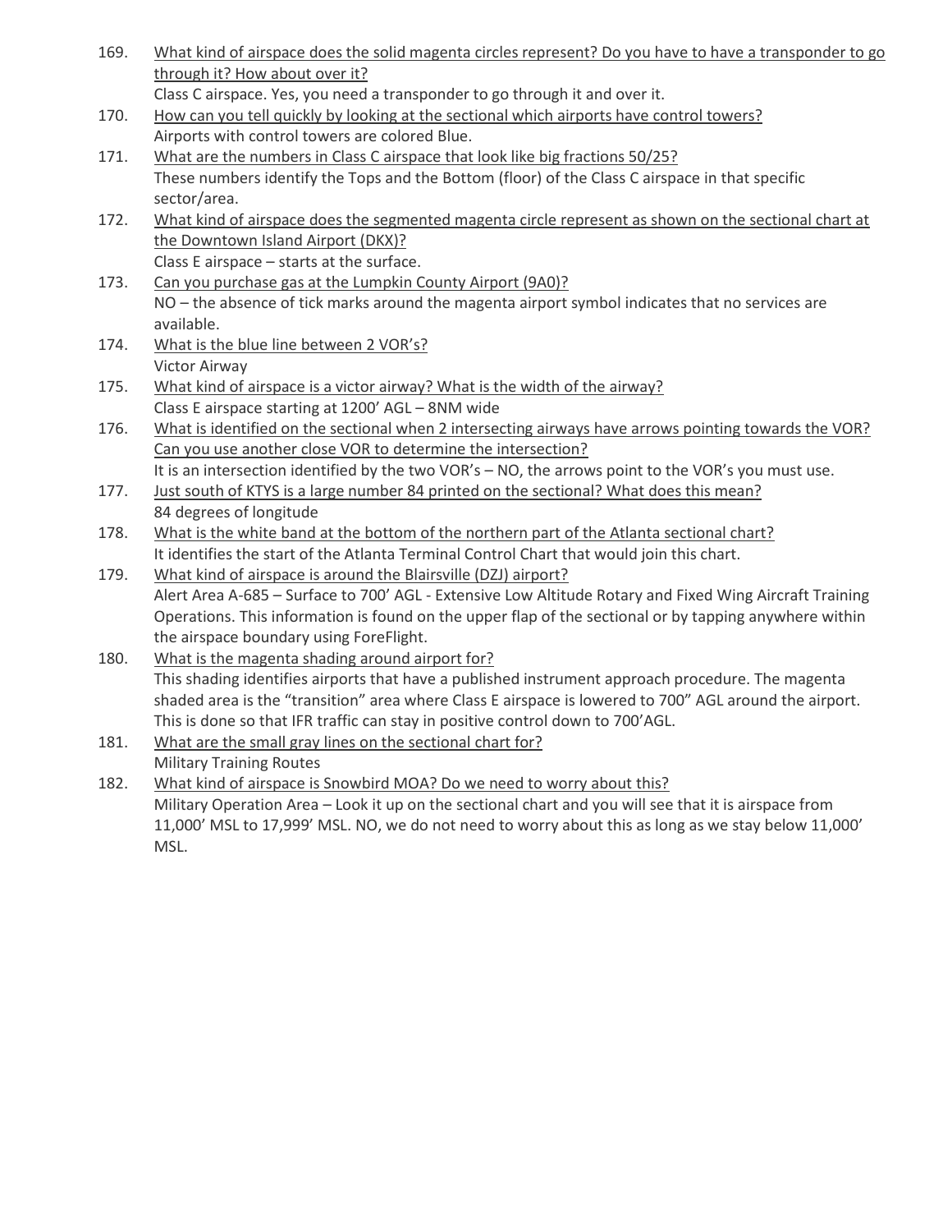169. <u>What kind of airspace does the solid magenta circles represent? Do you have to have a transponder to go through it? How about over it?</u>
 Class C airspace. Yes, you need a transponder to go through it and over it.
170. <u>How can you tell quickly by looking at the sectional which airports have control towers?</u>
 Airports with control towers are colored Blue.
171. <u>What are the numbers in Class C airspace that look like big fractions 50/25?</u>
 These numbers identify the Tops and the Bottom (floor) of the Class C airspace in that specific sector/area.
172. <u>What kind of airspace does the segmented magenta circle represent as shown on the sectional chart at the Downtown Island Airport (DKX)?</u>
 Class E airspace – starts at the surface.
173. <u>Can you purchase gas at the Lumpkin County Airport (9A0)?</u>
 NO – the absence of tick marks around the magenta airport symbol indicates that no services are available.
174. <u>What is the blue line between 2 VOR's?</u>
 Victor Airway
175. <u>What kind of airspace is a victor airway? What is the width of the airway?</u>
 Class E airspace starting at 1200' AGL – 8NM wide
176. <u>What is identified on the sectional when 2 intersecting airways have arrows pointing towards the VOR? Can you use another close VOR to determine the intersection?</u>
 It is an intersection identified by the two VOR's – NO, the arrows point to the VOR's you must use.
177. <u>Just south of KTYS is a large number 84 printed on the sectional? What does this mean?</u>
 84 degrees of longitude
178. <u>What is the white band at the bottom of the northern part of the Atlanta sectional chart?</u>
 It identifies the start of the Atlanta Terminal Control Chart that would join this chart.
179. <u>What kind of airspace is around the Blairsville (DZJ) airport?</u>
 Alert Area A-685 – Surface to 700' AGL - Extensive Low Altitude Rotary and Fixed Wing Aircraft Training Operations. This information is found on the upper flap of the sectional or by tapping anywhere within the airspace boundary using ForeFlight.
180. <u>What is the magenta shading around airport for?</u>
 This shading identifies airports that have a published instrument approach procedure. The magenta shaded area is the "transition" area where Class E airspace is lowered to 700" AGL around the airport. This is done so that IFR traffic can stay in positive control down to 700'AGL.
181. <u>What are the small gray lines on the sectional chart for?</u>
 Military Training Routes
182. <u>What kind of airspace is Snowbird MOA? Do we need to worry about this?</u>
 Military Operation Area – Look it up on the sectional chart and you will see that it is airspace from 11,000' MSL to 17,999' MSL. NO, we do not need to worry about this as long as we stay below 11,000' MSL.